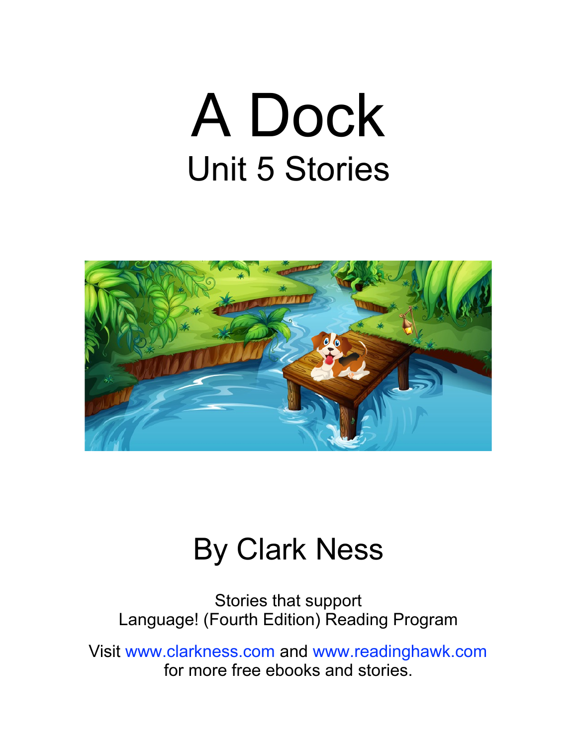# A Dock

## Unit 5 Stories

## By Clark Ness

Stories that support
Language! (Fourth Edition) Reading Program

Visit www.clarkness.com and www.readinghawk.com
for more free ebooks and stories.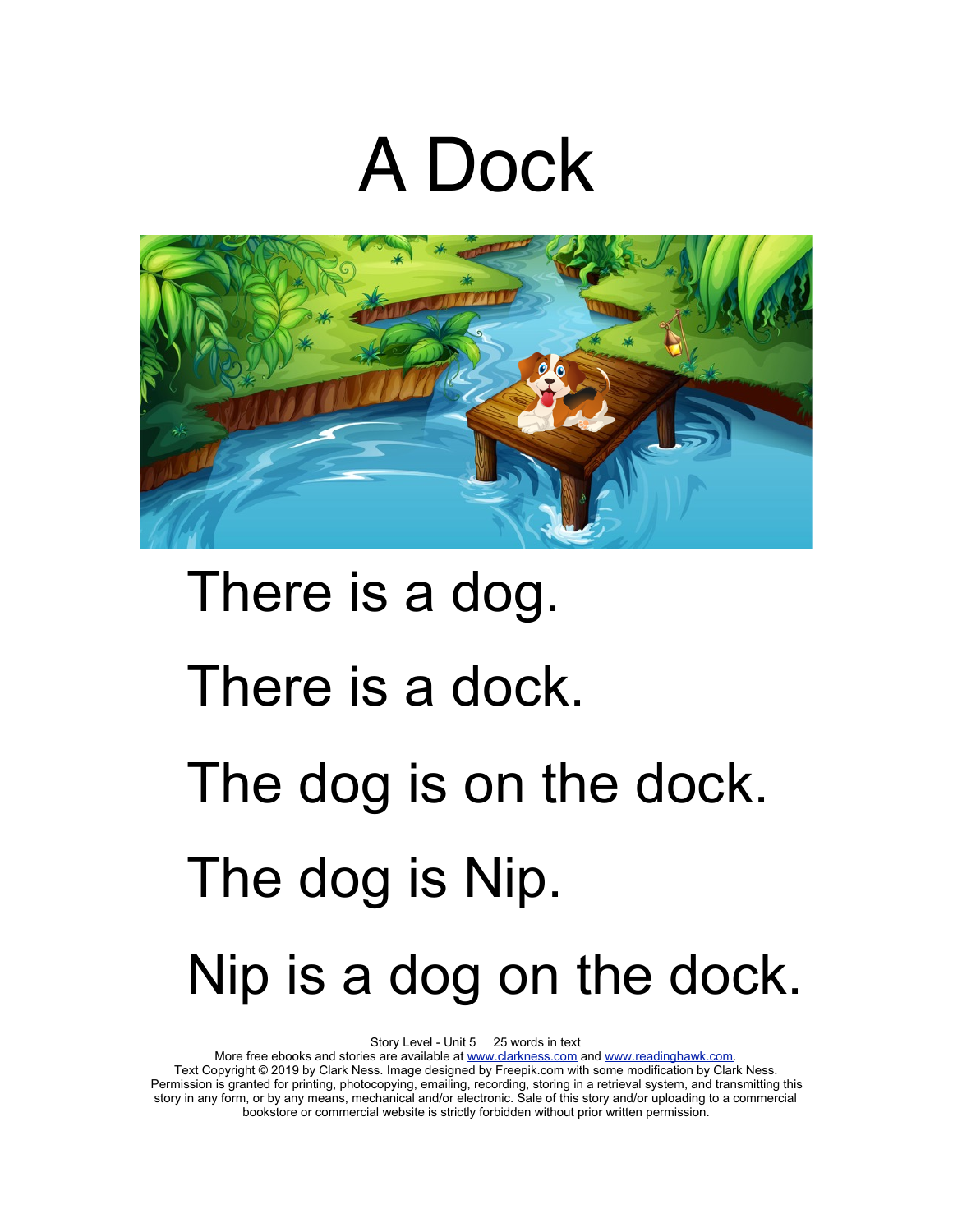# A Dock

There is a dog.

There is a dock.

The dog is on the dock.

The dog is Nip.

Nip is a dog on the dock.

Story Level - Unit 5 25 words in text
More free ebooks and stories are available at www.clarkness.com and www.readinghawk.com.
Text Copyright © 2019 by Clark Ness. Image designed by Freepik.com with some modification by Clark Ness.
Permission is granted for printing, photocopying, emailing, recording, storing in a retrieval system, and transmitting this story in any form, or by any means, mechanical and/or electronic. Sale of this story and/or uploading to a commercial bookstore or commercial website is strictly forbidden without prior written permission.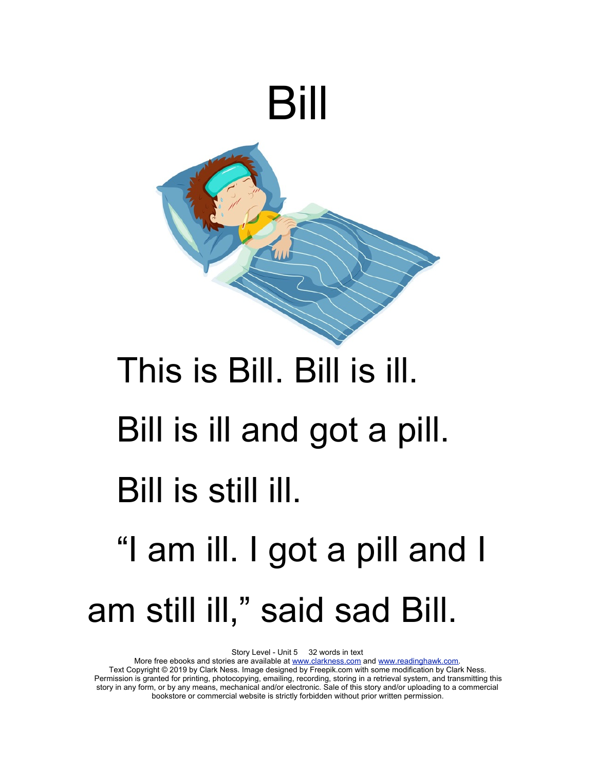# Bill

This is Bill. Bill is ill.

Bill is ill and got a pill.

Bill is still ill.

"I am ill. I got a pill and I am still ill," said sad Bill.

Story Level - Unit 5 32 words in text
More free ebooks and stories are available at www.clarkness.com and www.readinghawk.com.
Text Copyright © 2019 by Clark Ness. Image designed by Freepik.com with some modification by Clark Ness.
Permission is granted for printing, photocopying, emailing, recording, storing in a retrieval system, and transmitting this story in any form, or by any means, mechanical and/or electronic. Sale of this story and/or uploading to a commercial bookstore or commercial website is strictly forbidden without prior written permission.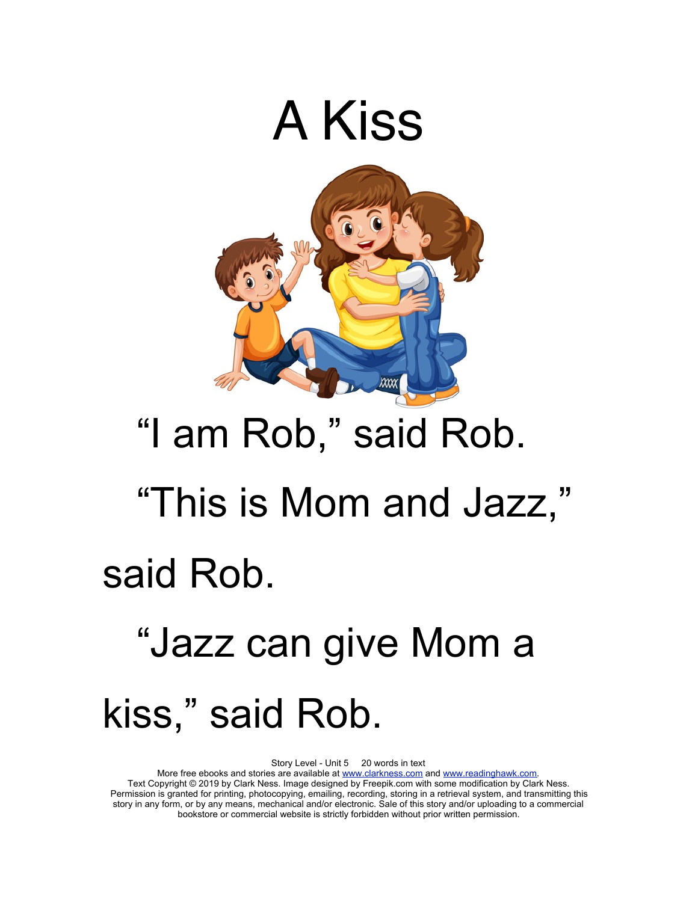# A Kiss

"I am Rob," said Rob.

"This is Mom and Jazz," said Rob.

"Jazz can give Mom a kiss," said Rob.

Story Level - Unit 5 20 words in text
More free ebooks and stories are available at www.clarkness.com and www.readinghawk.com.
Text Copyright © 2019 by Clark Ness. Image designed by Freepik.com with some modification by Clark Ness. Permission is granted for printing, photocopying, emailing, recording, storing in a retrieval system, and transmitting this story in any form, or by any means, mechanical and/or electronic. Sale of this story and/or uploading to a commercial bookstore or commercial website is strictly forbidden without prior written permission.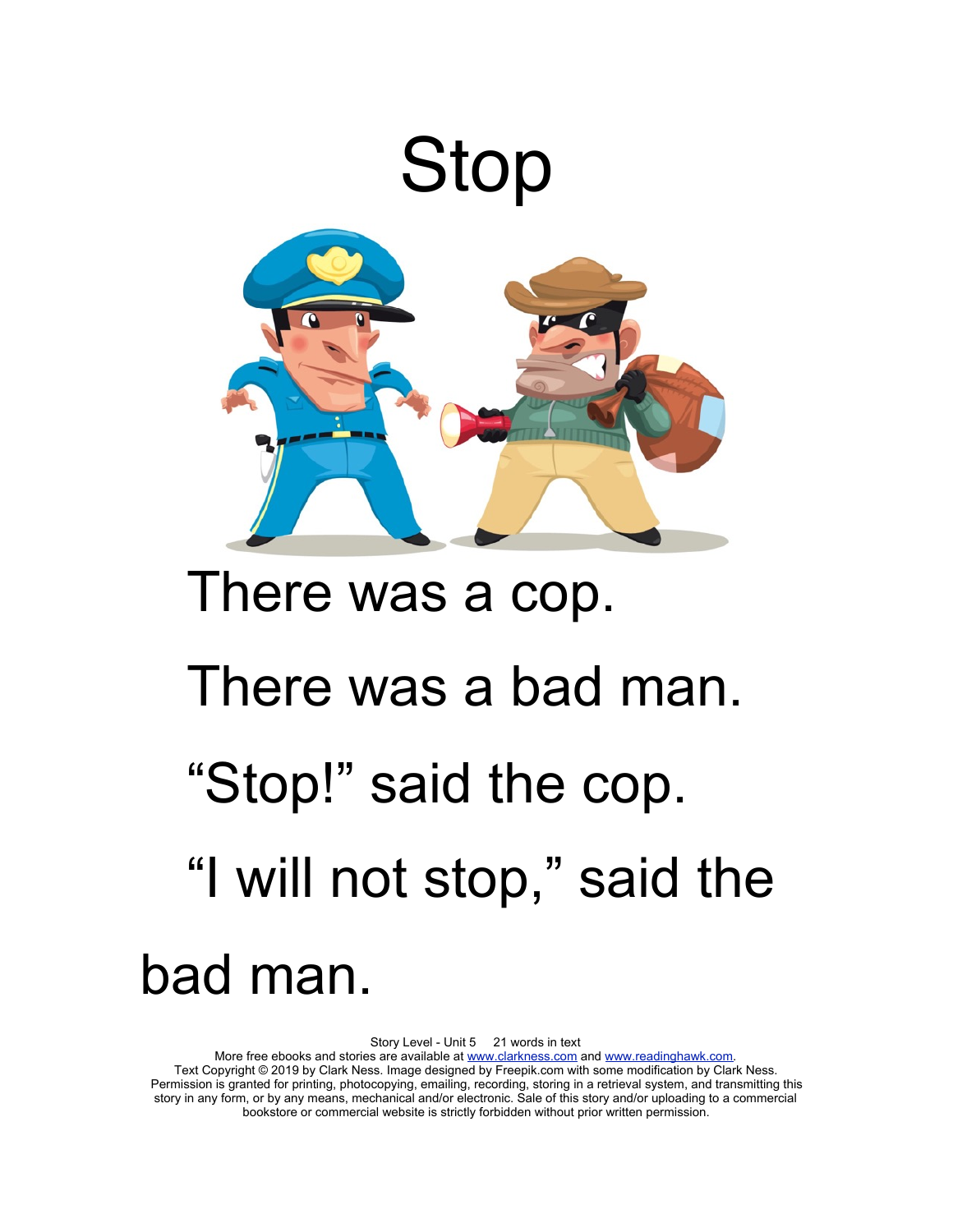# Stop

There was a cop.

There was a bad man.

"Stop!" said the cop.

"I will not stop," said the bad man.

Story Level - Unit 5 21 words in text
More free ebooks and stories are available at www.clarkness.com and www.readinghawk.com.
Text Copyright © 2019 by Clark Ness. Image designed by Freepik.com with some modification by Clark Ness.
Permission is granted for printing, photocopying, emailing, recording, storing in a retrieval system, and transmitting this story in any form, or by any means, mechanical and/or electronic. Sale of this story and/or uploading to a commercial bookstore or commercial website is strictly forbidden without prior written permission.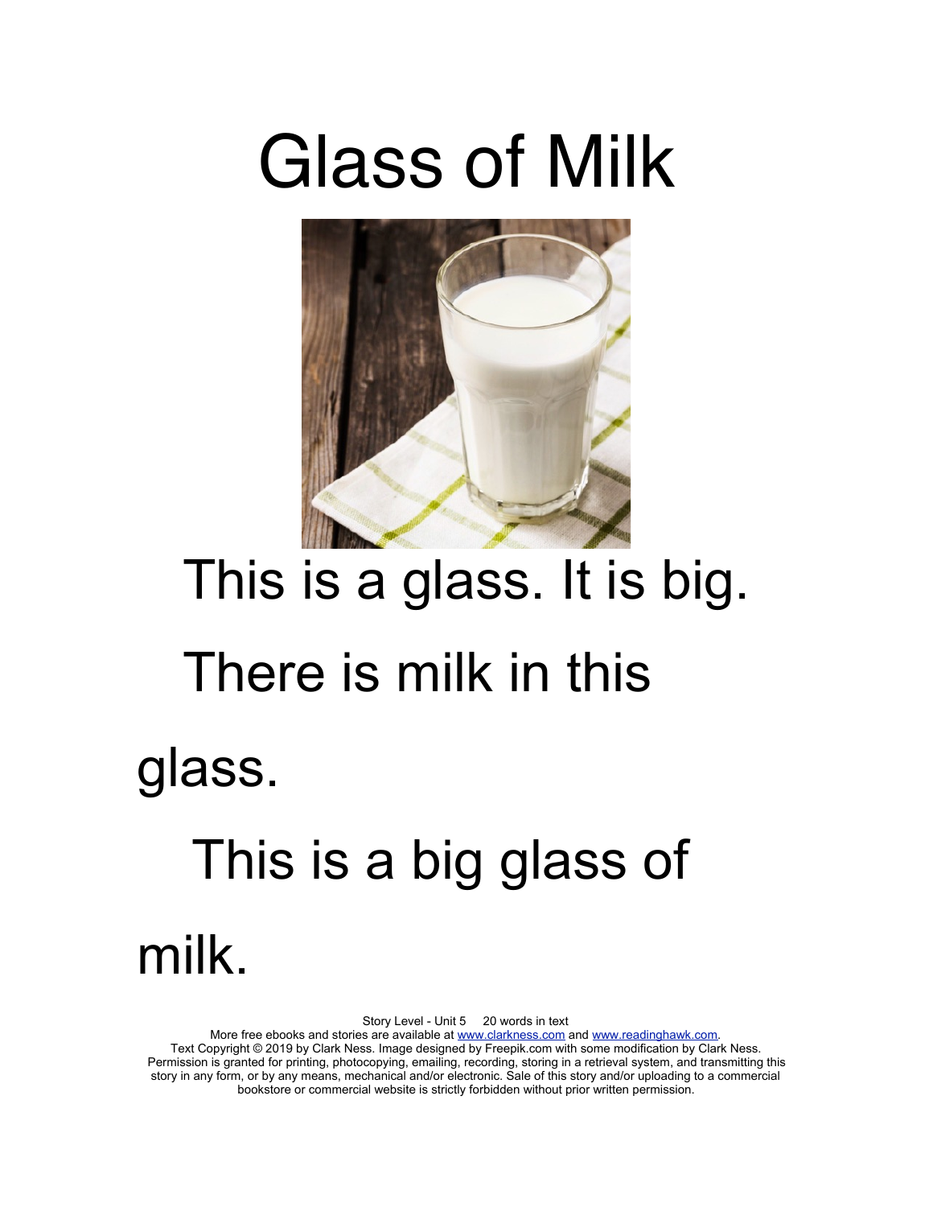# Glass of Milk

This is a glass. It is big.

There is milk in this glass.

This is a big glass of milk.

Story Level - Unit 5     20 words in text
More free ebooks and stories are available at www.clarkness.com and www.readinghawk.com.
Text Copyright © 2019 by Clark Ness. Image designed by Freepik.com with some modification by Clark Ness.
Permission is granted for printing, photocopying, emailing, recording, storing in a retrieval system, and transmitting this story in any form, or by any means, mechanical and/or electronic. Sale of this story and/or uploading to a commercial bookstore or commercial website is strictly forbidden without prior written permission.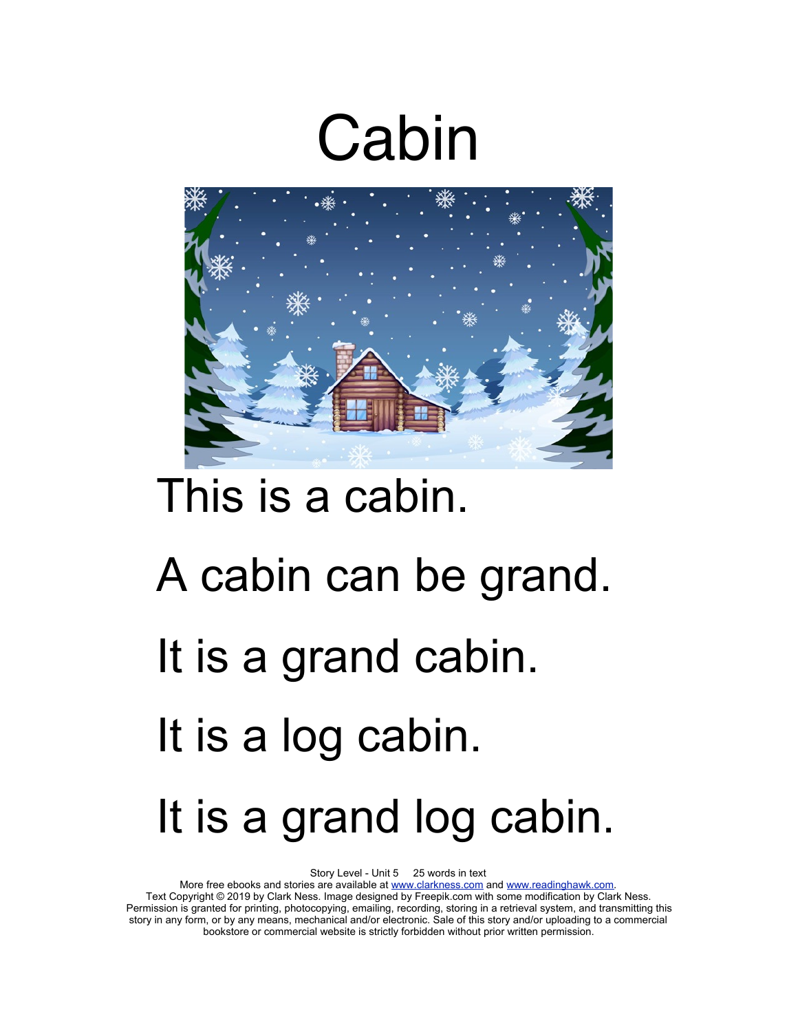# Cabin

This is a cabin.

A cabin can be grand.

It is a grand cabin.

It is a log cabin.

It is a grand log cabin.

Story Level - Unit 5     25 words in text

More free ebooks and stories are available at www.clarkness.com and www.readinghawk.com.

Text Copyright © 2019 by Clark Ness. Image designed by Freepik.com with some modification by Clark Ness. Permission is granted for printing, photocopying, emailing, recording, storing in a retrieval system, and transmitting this story in any form, or by any means, mechanical and/or electronic. Sale of this story and/or uploading to a commercial bookstore or commercial website is strictly forbidden without prior written permission.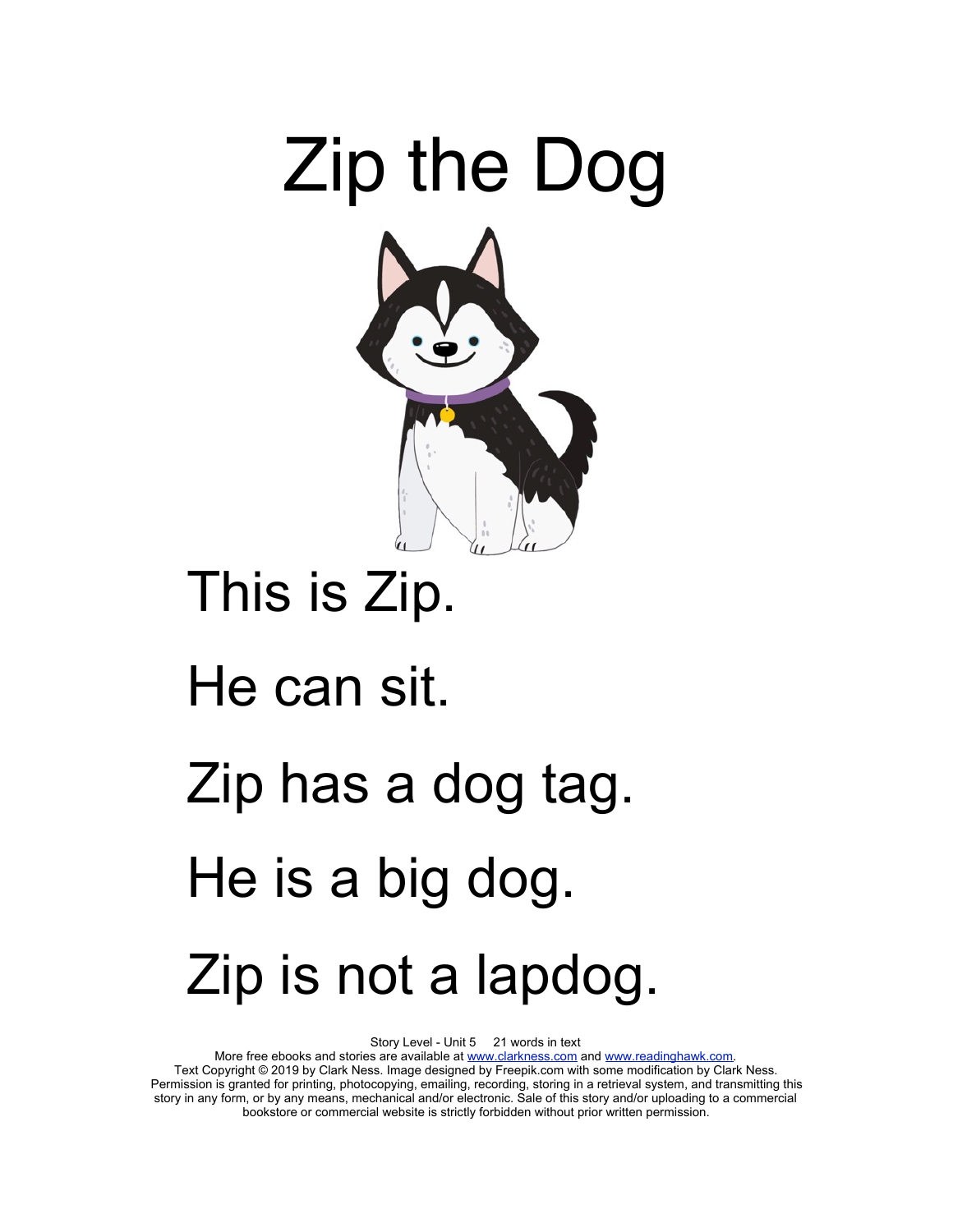# Zip the Dog

This is Zip.

He can sit.

Zip has a dog tag.

He is a big dog.

Zip is not a lapdog.

Story Level - Unit 5 21 words in text
More free ebooks and stories are available at www.clarkness.com and www.readinghawk.com.
Text Copyright © 2019 by Clark Ness. Image designed by Freepik.com with some modification by Clark Ness.
Permission is granted for printing, photocopying, emailing, recording, storing in a retrieval system, and transmitting this story in any form, or by any means, mechanical and/or electronic. Sale of this story and/or uploading to a commercial bookstore or commercial website is strictly forbidden without prior written permission.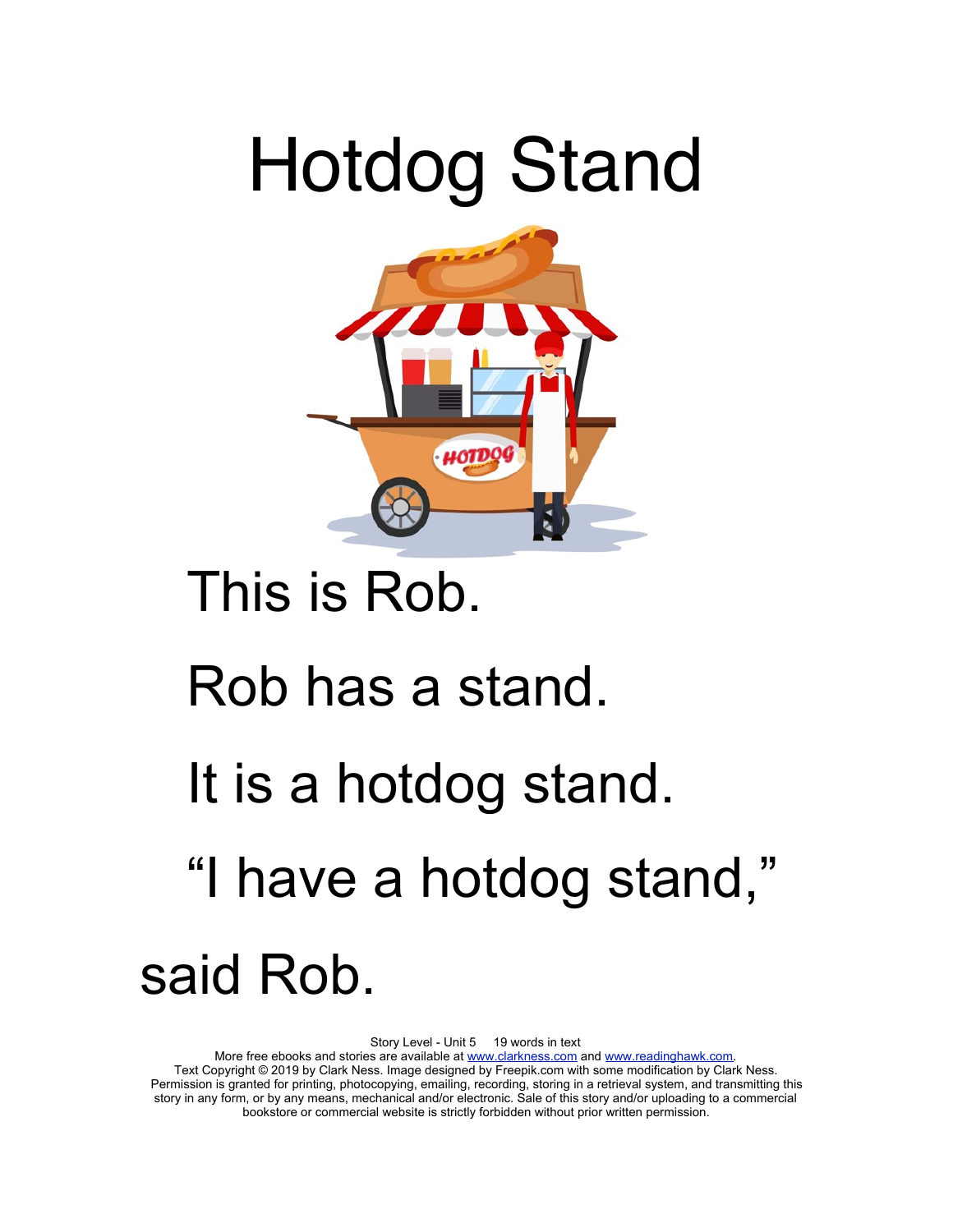# Hotdog Stand

This is Rob.

Rob has a stand.

It is a hotdog stand.

"I have a hotdog stand," said Rob.

Story Level - Unit 5 19 words in text

More free ebooks and stories are available at www.clarkness.com and www.readinghawk.com.

Text Copyright © 2019 by Clark Ness. Image designed by Freepik.com with some modification by Clark Ness. Permission is granted for printing, photocopying, emailing, recording, storing in a retrieval system, and transmitting this story in any form, or by any means, mechanical and/or electronic. Sale of this story and/or uploading to a commercial bookstore or commercial website is strictly forbidden without prior written permission.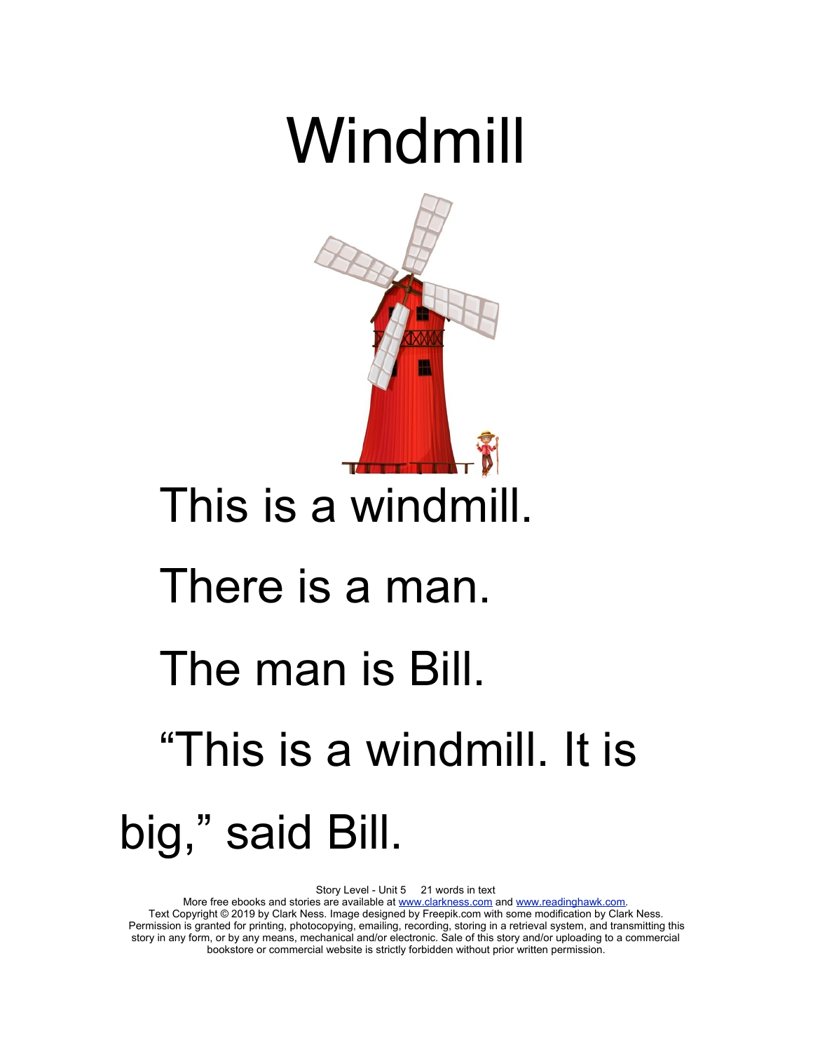# Windmill

This is a windmill.

There is a man.

The man is Bill.

“This is a windmill. It is big,” said Bill.

Story Level - Unit 5     21 words in text
More free ebooks and stories are available at www.clarkness.com and www.readinghawk.com.
Text Copyright © 2019 by Clark Ness. Image designed by Freepik.com with some modification by Clark Ness.
Permission is granted for printing, photocopying, emailing, recording, storing in a retrieval system, and transmitting this story in any form, or by any means, mechanical and/or electronic. Sale of this story and/or uploading to a commercial bookstore or commercial website is strictly forbidden without prior written permission.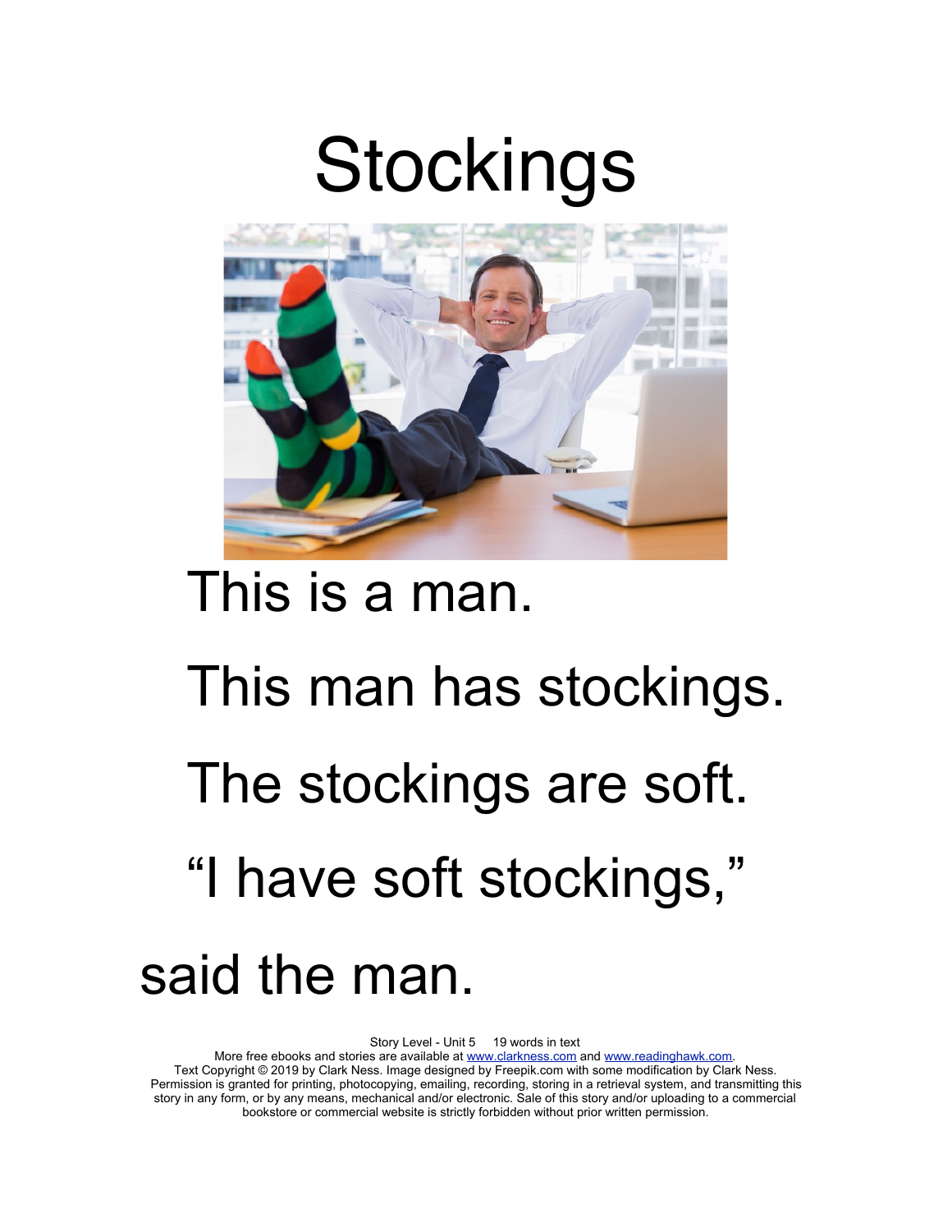# Stockings

This is a man.

This man has stockings.

The stockings are soft.

"I have soft stockings,"

said the man.

Story Level - Unit 5 19 words in text
More free ebooks and stories are available at www.clarkness.com and www.readinghawk.com.
Text Copyright © 2019 by Clark Ness. Image designed by Freepik.com with some modification by Clark Ness.
Permission is granted for printing, photocopying, emailing, recording, storing in a retrieval system, and transmitting this story in any form, or by any means, mechanical and/or electronic. Sale of this story and/or uploading to a commercial bookstore or commercial website is strictly forbidden without prior written permission.